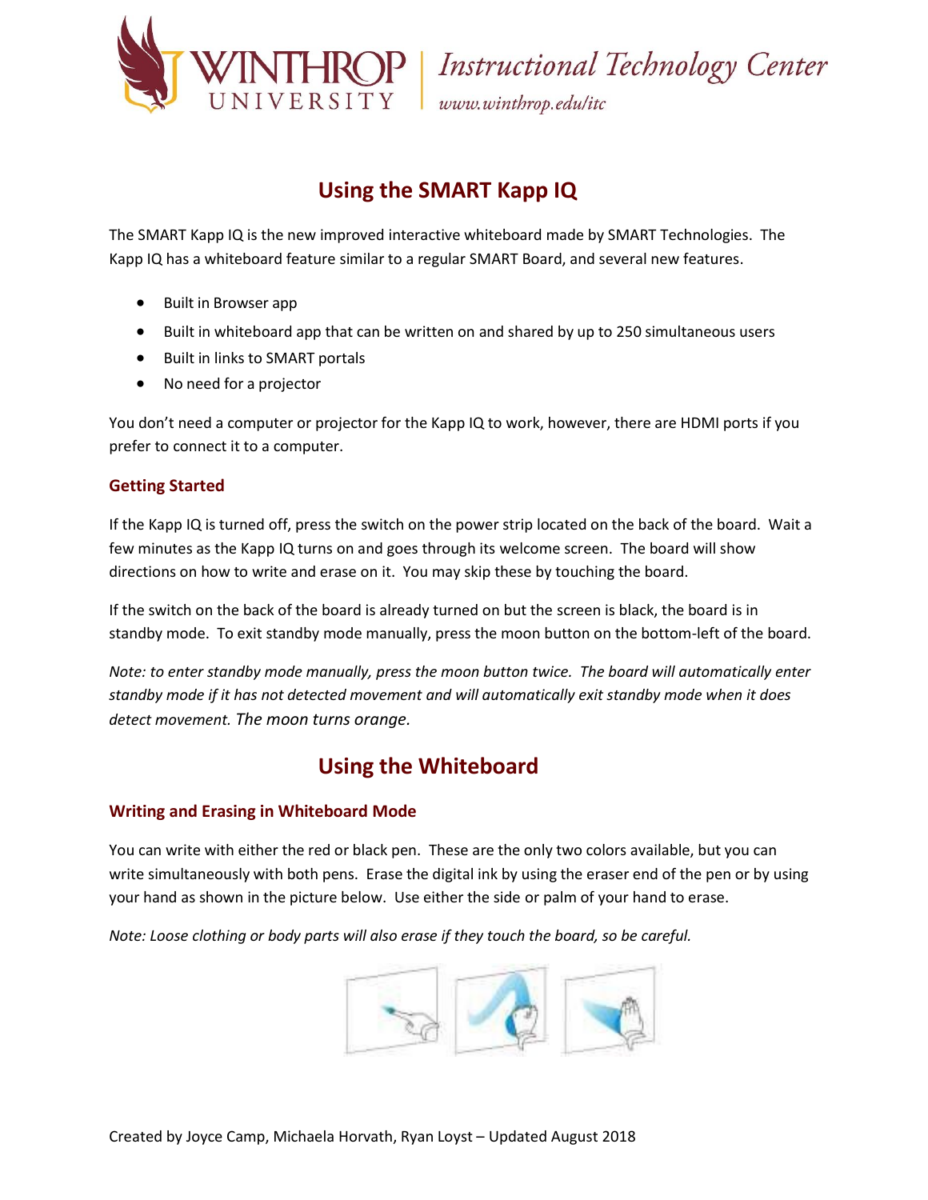# Using the SMART Kapp IQ

The SMART Kapp IQ is the new improved interactive whiteboard made by SMART Technologies. The Kapp IQ has a whiteboard feature similar to a regular SMART Board, and several new features.

- Built in Browser app
- Built in whiteboard app that can be written on and shared by up to 250 simultaneous users
- Built in links to SMART portals
- No need for a projector

You don't need a computer or projector for the Kapp IQ to work, however, there are HDMI ports if you prefer to connect it to a computer.

### Getting Started

If the Kapp IQ is turned off, press the switch on the power strip located on the back of the board. Wait a few minutes as the Kapp IQ turns on and goes through its welcome screen. The board will show directions on how to write and erase on it. You may skip these by touching the board.

If the switch on the back of the board is already turned on but the screen is black, the board is in standby mode. To exit standby mode manually, press the moon button on the bottom-left of the board.

*Note: to enter standby mode manually, press the moon button twice. The board will automatically enter standby mode if it has not detected movement and will automatically exit standby mode when it does detect movement. The moon turns orange.*

# Using the Whiteboard

### Writing and Erasing in Whiteboard Mode

You can write with either the red or black pen. These are the only two colors available, but you can write simultaneously with both pens. Erase the digital ink by using the eraser end of the pen or by using your hand as shown in the picture below. Use either the side or palm of your hand to erase.

*Note: Loose clothing or body parts will also erase if they touch the board, so be careful.*

Created by Joyce Camp, Michaela Horvath, Ryan Loyst – Updated August 2018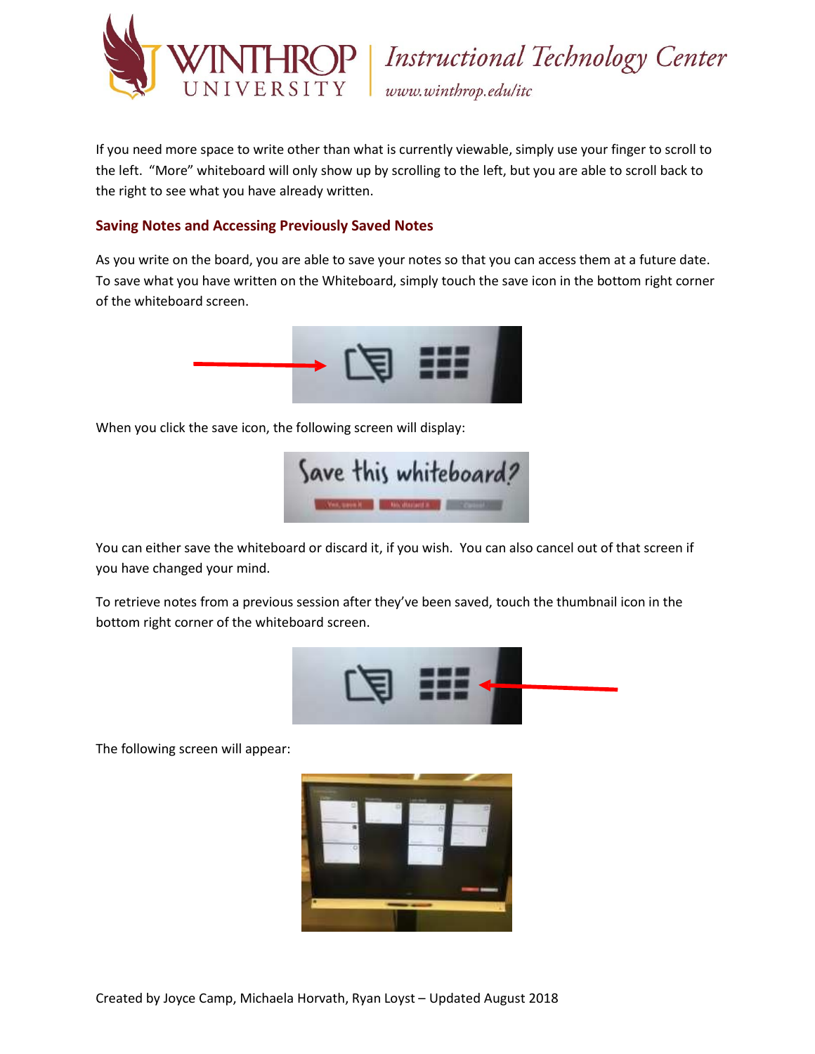If you need more space to write other than what is currently viewable, simply use your finger to scroll to the left. "More" whiteboard will only show up by scrolling to the left, but you are able to scroll back to the right to see what you have already written.

## Saving Notes and Accessing Previously Saved Notes

As you write on the board, you are able to save your notes so that you can access them at a future date. To save what you have written on the Whiteboard, simply touch the save icon in the bottom right corner of the whiteboard screen.

When you click the save icon, the following screen will display:

You can either save the whiteboard or discard it, if you wish. You can also cancel out of that screen if you have changed your mind.

To retrieve notes from a previous session after they've been saved, touch the thumbnail icon in the bottom right corner of the whiteboard screen.

The following screen will appear: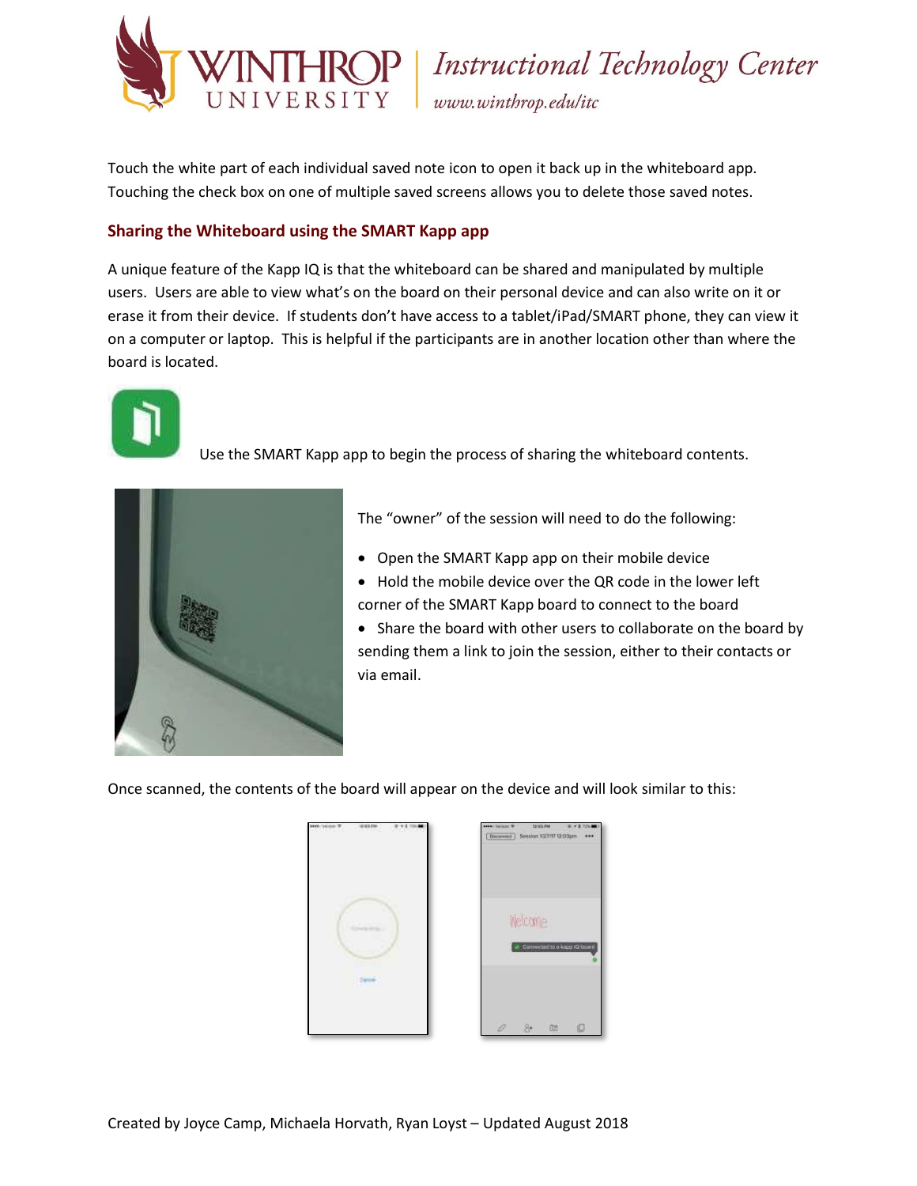Touch the white part of each individual saved note icon to open it back up in the whiteboard app. Touching the check box on one of multiple saved screens allows you to delete those saved notes.

## Sharing the Whiteboard using the SMART Kapp app

A unique feature of the Kapp IQ is that the whiteboard can be shared and manipulated by multiple users. Users are able to view what's on the board on their personal device and can also write on it or erase it from their device. If students don't have access to a tablet/iPad/SMART phone, they can view it on a computer or laptop. This is helpful if the participants are in another location other than where the board is located.

Use the SMART Kapp app to begin the process of sharing the whiteboard contents.

The "owner" of the session will need to do the following:

- Open the SMART Kapp app on their mobile device
- Hold the mobile device over the QR code in the lower left corner of the SMART Kapp board to connect to the board
- Share the board with other users to collaborate on the board by sending them a link to join the session, either to their contacts or via email.

Once scanned, the contents of the board will appear on the device and will look similar to this:

Created by Joyce Camp, Michaela Horvath, Ryan Loyst – Updated August 2018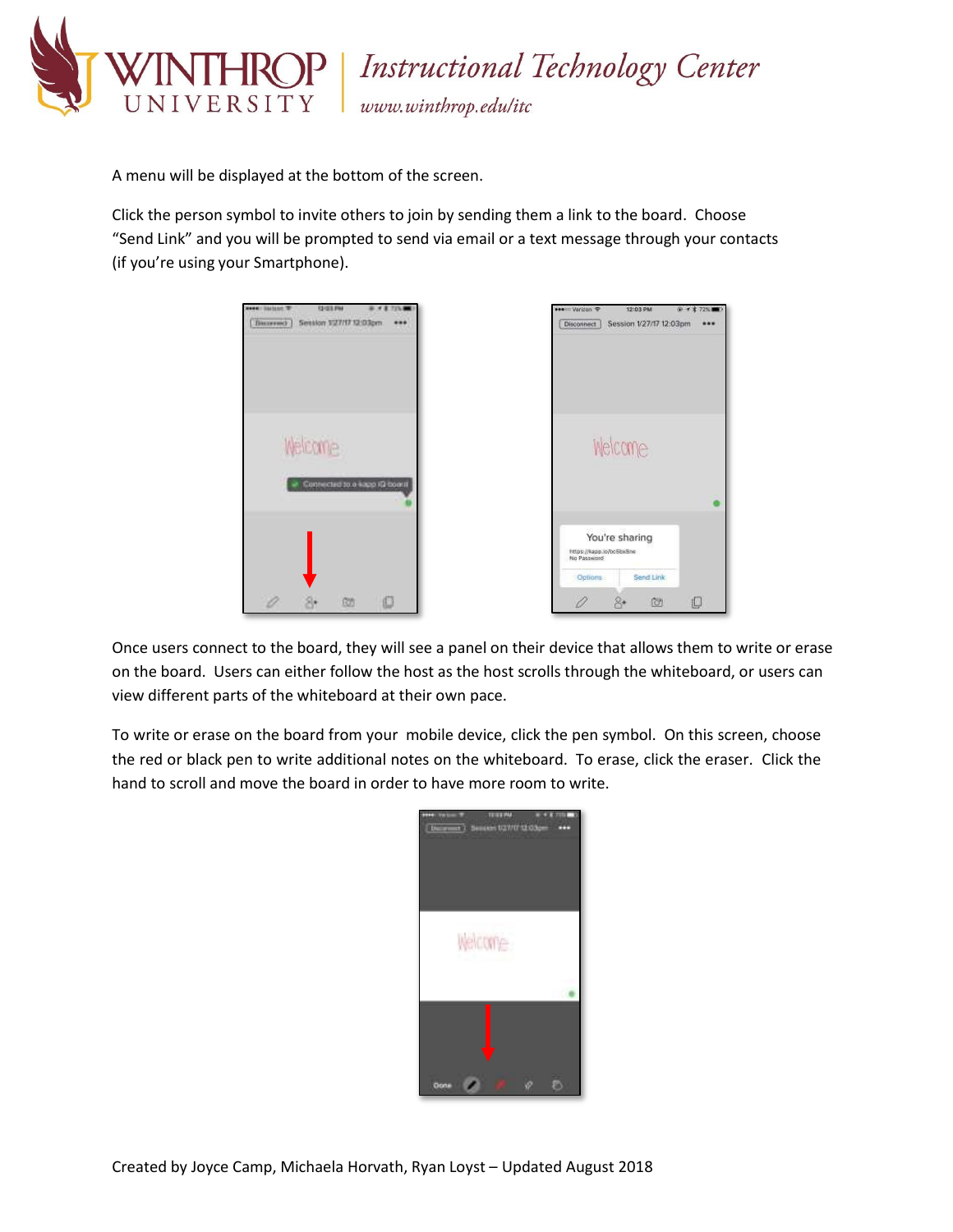A menu will be displayed at the bottom of the screen.

Click the person symbol to invite others to join by sending them a link to the board. Choose "Send Link" and you will be prompted to send via email or a text message through your contacts (if you're using your Smartphone).

Once users connect to the board, they will see a panel on their device that allows them to write or erase on the board. Users can either follow the host as the host scrolls through the whiteboard, or users can view different parts of the whiteboard at their own pace.

To write or erase on the board from your mobile device, click the pen symbol. On this screen, choose the red or black pen to write additional notes on the whiteboard. To erase, click the eraser. Click the hand to scroll and move the board in order to have more room to write.

Created by Joyce Camp, Michaela Horvath, Ryan Loyst – Updated August 2018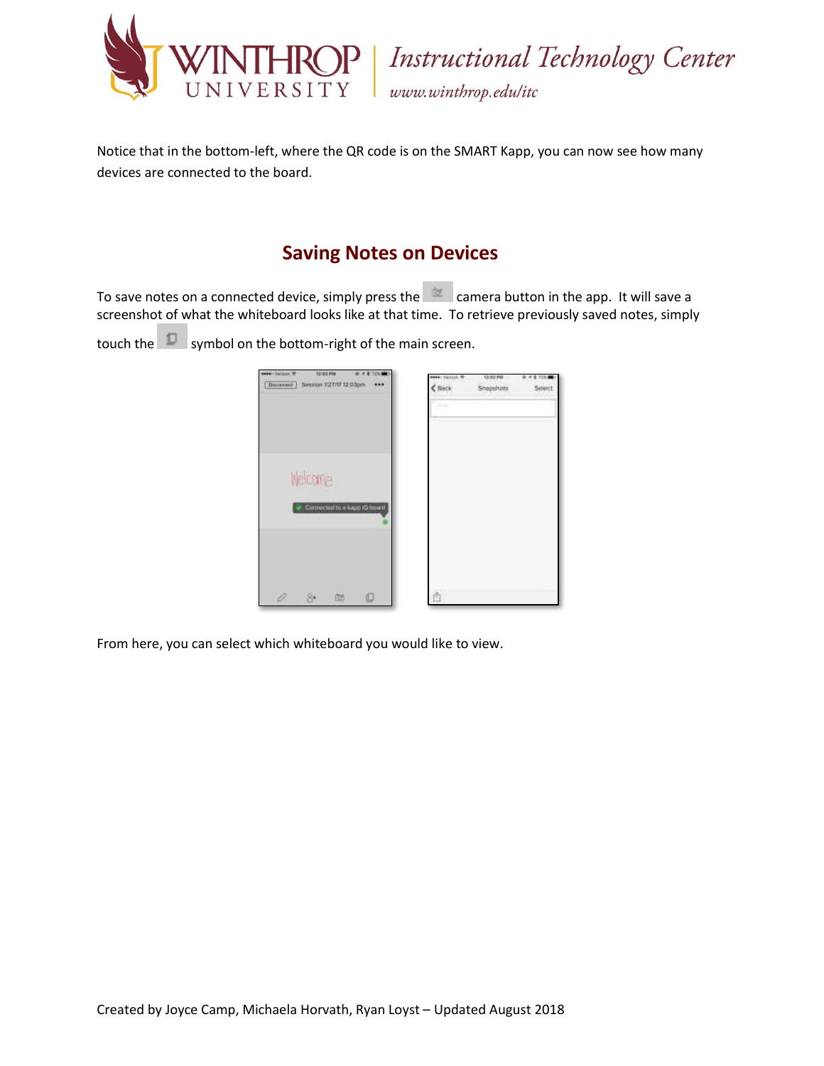Notice that in the bottom-left, where the QR code is on the SMART Kapp, you can now see how many devices are connected to the board.

## Saving Notes on Devices

To save notes on a connected device, simply press the camera button in the app. It will save a screenshot of what the whiteboard looks like at that time. To retrieve previously saved notes, simply touch the symbol on the bottom-right of the main screen.

From here, you can select which whiteboard you would like to view.

Created by Joyce Camp, Michaela Horvath, Ryan Loyst – Updated August 2018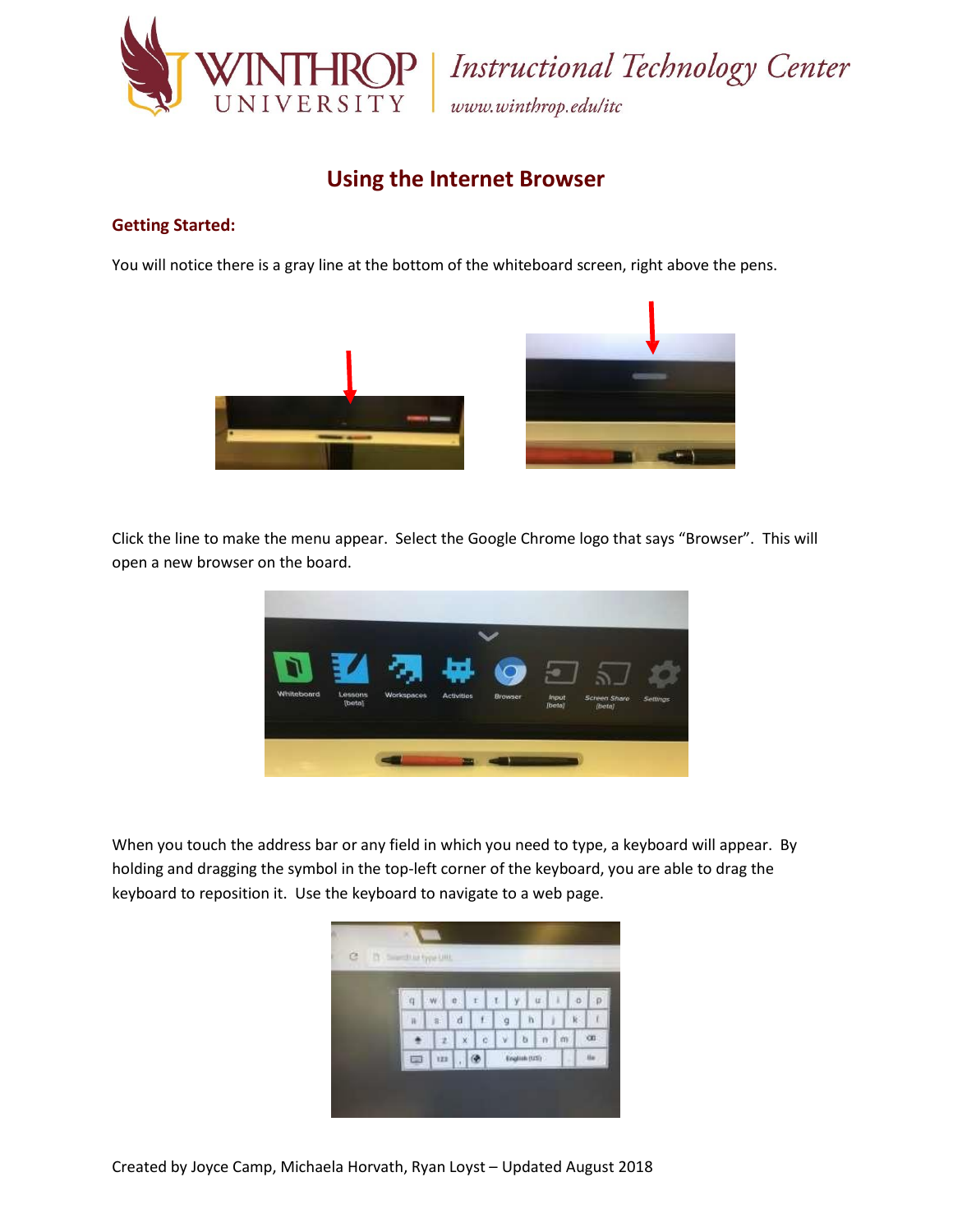## Using the Internet Browser

### Getting Started:

You will notice there is a gray line at the bottom of the whiteboard screen, right above the pens.

Click the line to make the menu appear. Select the Google Chrome logo that says "Browser". This will open a new browser on the board.

When you touch the address bar or any field in which you need to type, a keyboard will appear. By holding and dragging the symbol in the top-left corner of the keyboard, you are able to drag the keyboard to reposition it. Use the keyboard to navigate to a web page.

Created by Joyce Camp, Michaela Horvath, Ryan Loyst – Updated August 2018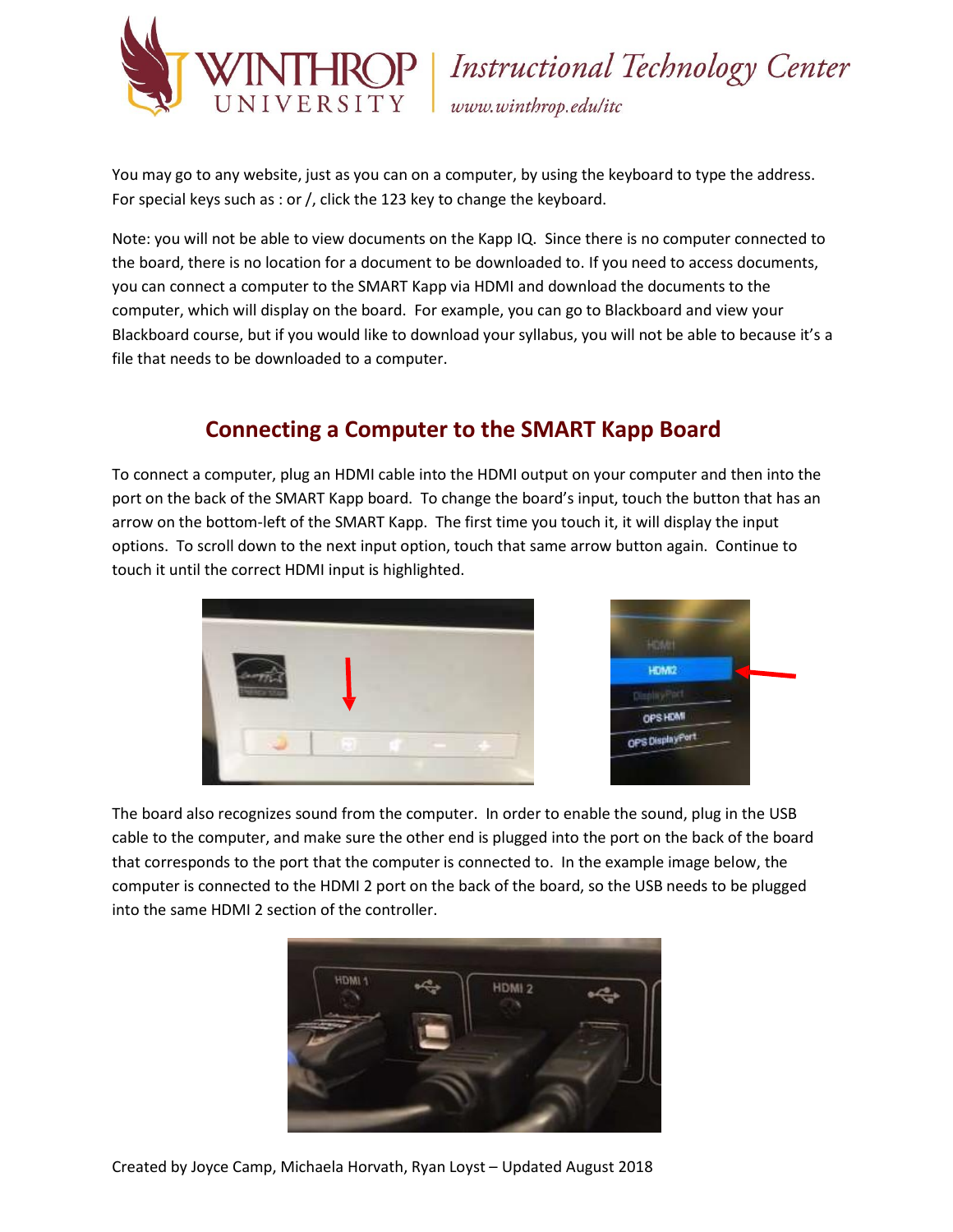You may go to any website, just as you can on a computer, by using the keyboard to type the address. For special keys such as : or /, click the 123 key to change the keyboard.

Note: you will not be able to view documents on the Kapp IQ. Since there is no computer connected to the board, there is no location for a document to be downloaded to. If you need to access documents, you can connect a computer to the SMART Kapp via HDMI and download the documents to the computer, which will display on the board. For example, you can go to Blackboard and view your Blackboard course, but if you would like to download your syllabus, you will not be able to because it's a file that needs to be downloaded to a computer.

## Connecting a Computer to the SMART Kapp Board

To connect a computer, plug an HDMI cable into the HDMI output on your computer and then into the port on the back of the SMART Kapp board. To change the board's input, touch the button that has an arrow on the bottom-left of the SMART Kapp. The first time you touch it, it will display the input options. To scroll down to the next input option, touch that same arrow button again. Continue to touch it until the correct HDMI input is highlighted.

The board also recognizes sound from the computer. In order to enable the sound, plug in the USB cable to the computer, and make sure the other end is plugged into the port on the back of the board that corresponds to the port that the computer is connected to. In the example image below, the computer is connected to the HDMI 2 port on the back of the board, so the USB needs to be plugged into the same HDMI 2 section of the controller.

Created by Joyce Camp, Michaela Horvath, Ryan Loyst – Updated August 2018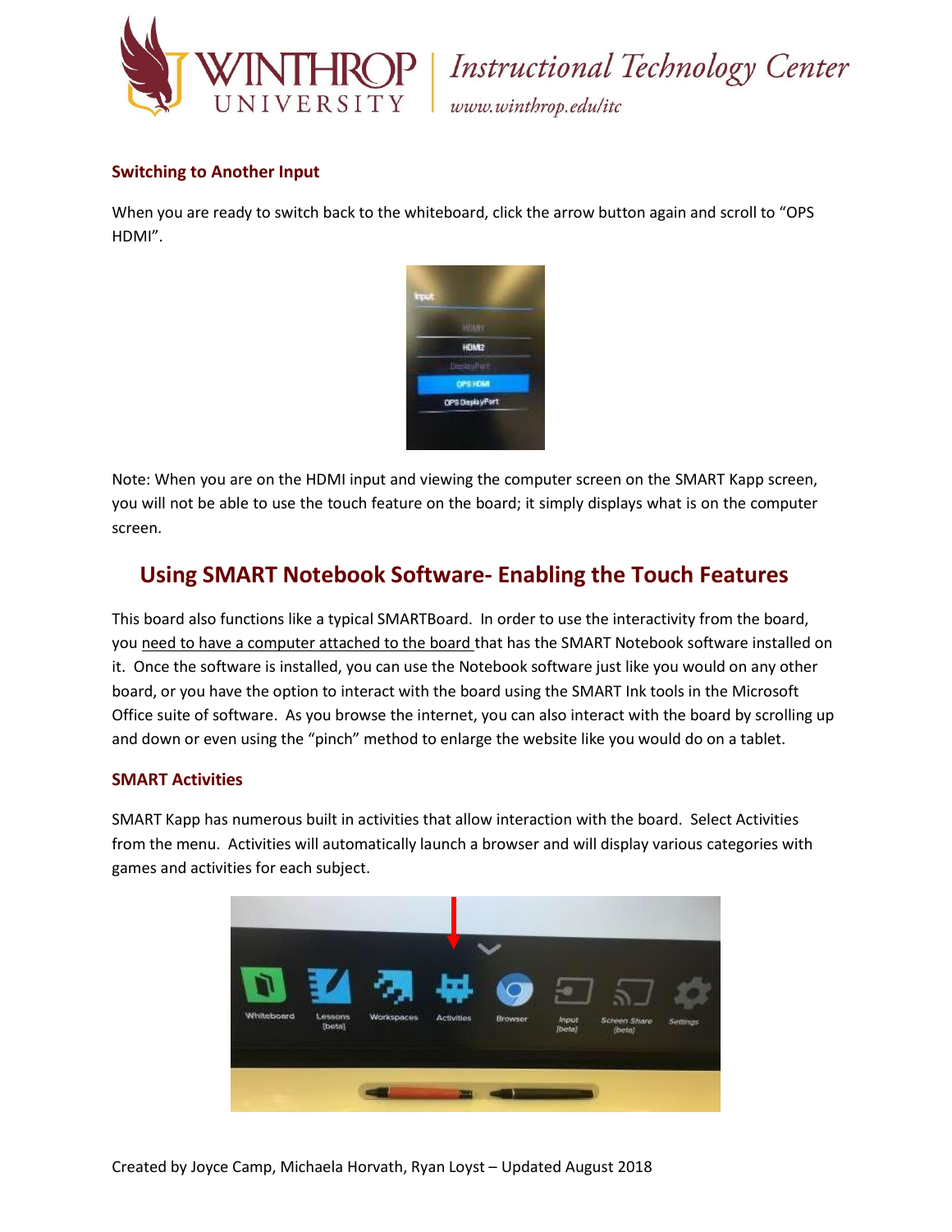### Switching to Another Input

When you are ready to switch back to the whiteboard, click the arrow button again and scroll to "OPS HDMI".

Note: When you are on the HDMI input and viewing the computer screen on the SMART Kapp screen, you will not be able to use the touch feature on the board; it simply displays what is on the computer screen.

## Using SMART Notebook Software- Enabling the Touch Features

This board also functions like a typical SMARTBoard. In order to use the interactivity from the board, you need to have a computer attached to the board that has the SMART Notebook software installed on it. Once the software is installed, you can use the Notebook software just like you would on any other board, or you have the option to interact with the board using the SMART Ink tools in the Microsoft Office suite of software. As you browse the internet, you can also interact with the board by scrolling up and down or even using the "pinch" method to enlarge the website like you would do on a tablet.

### SMART Activities

SMART Kapp has numerous built in activities that allow interaction with the board. Select Activities from the menu. Activities will automatically launch a browser and will display various categories with games and activities for each subject.

Created by Joyce Camp, Michaela Horvath, Ryan Loyst – Updated August 2018